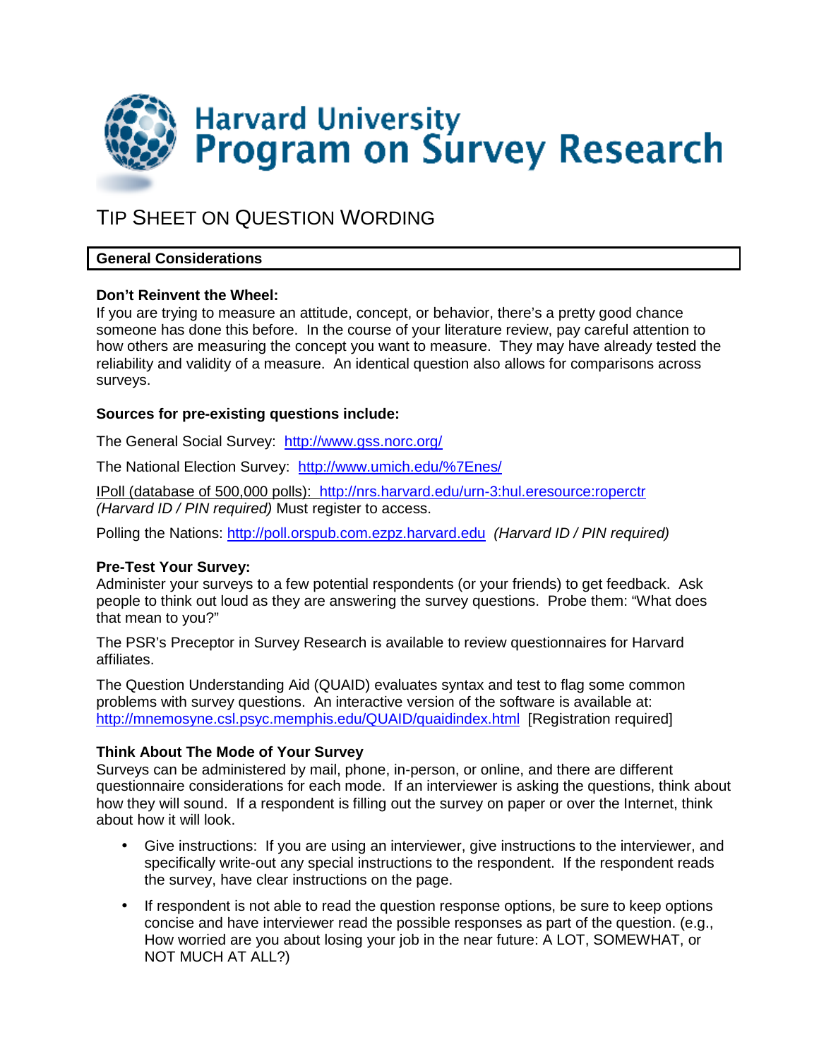# Harvard University Program on Survey Research

## TIP SHEET ON QUESTION WORDING

### General Considerations

**Don't Reinvent the Wheel:**
If you are trying to measure an attitude, concept, or behavior, there's a pretty good chance someone has done this before. In the course of your literature review, pay careful attention to how others are measuring the concept you want to measure. They may have already tested the reliability and validity of a measure. An identical question also allows for comparisons across surveys.

**Sources for pre-existing questions include:**

The General Social Survey: http://www.gss.norc.org/

The National Election Survey: http://www.umich.edu/%7Enes/

IPoll (database of 500,000 polls): http://nrs.harvard.edu/urn-3:hul.eresource:roperctr *(Harvard ID / PIN required)* Must register to access.

Polling the Nations: http://poll.orspub.com.ezpz.harvard.edu *(Harvard ID / PIN required)*

**Pre-Test Your Survey:**
Administer your surveys to a few potential respondents (or your friends) to get feedback. Ask people to think out loud as they are answering the survey questions. Probe them: "What does that mean to you?"

The PSR's Preceptor in Survey Research is available to review questionnaires for Harvard affiliates.

The Question Understanding Aid (QUAID) evaluates syntax and test to flag some common problems with survey questions. An interactive version of the software is available at: http://mnemosyne.csl.psyc.memphis.edu/QUAID/quaidindex.html [Registration required]

**Think About The Mode of Your Survey**
Surveys can be administered by mail, phone, in-person, or online, and there are different questionnaire considerations for each mode. If an interviewer is asking the questions, think about how they will sound. If a respondent is filling out the survey on paper or over the Internet, think about how it will look.

- Give instructions: If you are using an interviewer, give instructions to the interviewer, and specifically write-out any special instructions to the respondent. If the respondent reads the survey, have clear instructions on the page.
- If respondent is not able to read the question response options, be sure to keep options concise and have interviewer read the possible responses as part of the question. (e.g., How worried are you about losing your job in the near future: A LOT, SOMEWHAT, or NOT MUCH AT ALL?)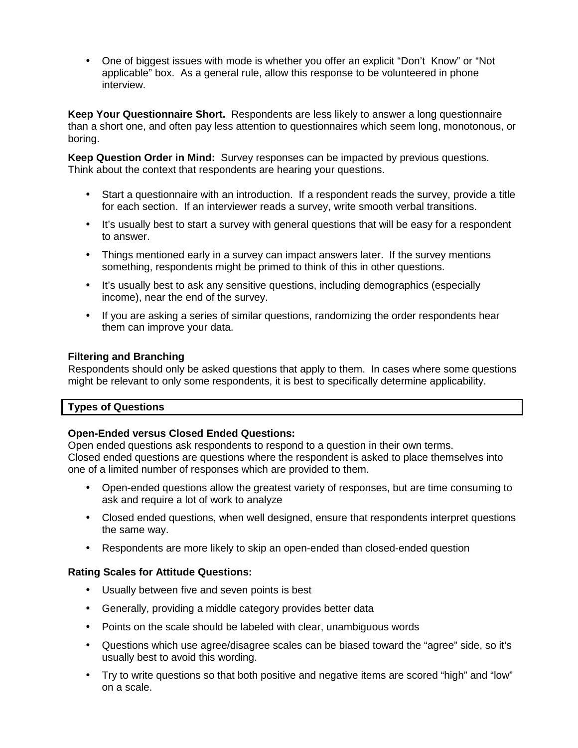- One of biggest issues with mode is whether you offer an explicit “Don’t Know” or “Not applicable” box. As a general rule, allow this response to be volunteered in phone interview.

**Keep Your Questionnaire Short.** Respondents are less likely to answer a long questionnaire than a short one, and often pay less attention to questionnaires which seem long, monotonous, or boring.

**Keep Question Order in Mind:** Survey responses can be impacted by previous questions. Think about the context that respondents are hearing your questions.

- Start a questionnaire with an introduction. If a respondent reads the survey, provide a title for each section. If an interviewer reads a survey, write smooth verbal transitions.
- It’s usually best to start a survey with general questions that will be easy for a respondent to answer.
- Things mentioned early in a survey can impact answers later. If the survey mentions something, respondents might be primed to think of this in other questions.
- It’s usually best to ask any sensitive questions, including demographics (especially income), near the end of the survey.
- If you are asking a series of similar questions, randomizing the order respondents hear them can improve your data.

**Filtering and Branching**
Respondents should only be asked questions that apply to them. In cases where some questions might be relevant to only some respondents, it is best to specifically determine applicability.

## Types of Questions

**Open-Ended versus Closed Ended Questions:**
Open ended questions ask respondents to respond to a question in their own terms.
Closed ended questions are questions where the respondent is asked to place themselves into one of a limited number of responses which are provided to them.

- Open-ended questions allow the greatest variety of responses, but are time consuming to ask and require a lot of work to analyze
- Closed ended questions, when well designed, ensure that respondents interpret questions the same way.
- Respondents are more likely to skip an open-ended than closed-ended question

**Rating Scales for Attitude Questions:**

- Usually between five and seven points is best
- Generally, providing a middle category provides better data
- Points on the scale should be labeled with clear, unambiguous words
- Questions which use agree/disagree scales can be biased toward the “agree” side, so it’s usually best to avoid this wording.
- Try to write questions so that both positive and negative items are scored “high” and “low” on a scale.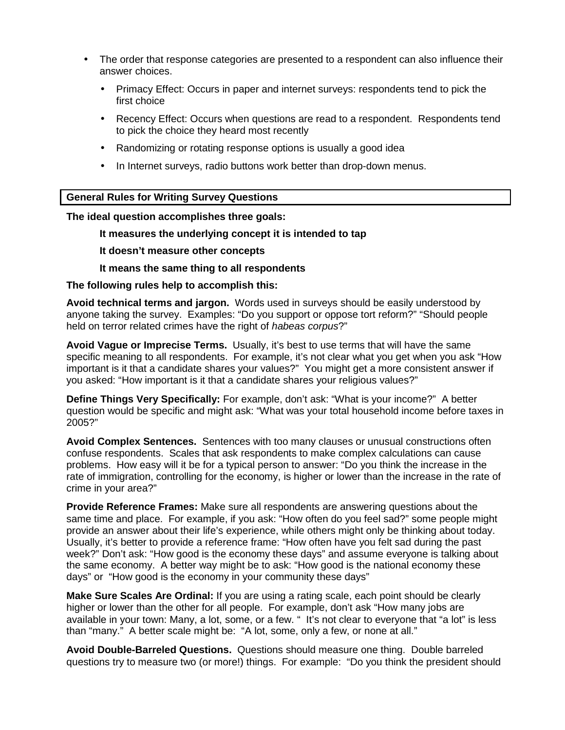- The order that response categories are presented to a respondent can also influence their answer choices.
  - Primacy Effect: Occurs in paper and internet surveys: respondents tend to pick the first choice
  - Recency Effect: Occurs when questions are read to a respondent. Respondents tend to pick the choice they heard most recently
  - Randomizing or rotating response options is usually a good idea
  - In Internet surveys, radio buttons work better than drop-down menus.

## General Rules for Writing Survey Questions

**The ideal question accomplishes three goals:**

> **It measures the underlying concept it is intended to tap**
>
> **It doesn't measure other concepts**
>
> **It means the same thing to all respondents**

**The following rules help to accomplish this:**

**Avoid technical terms and jargon.** Words used in surveys should be easily understood by anyone taking the survey. Examples: "Do you support or oppose tort reform?" "Should people held on terror related crimes have the right of *habeas corpus*?"

**Avoid Vague or Imprecise Terms.** Usually, it's best to use terms that will have the same specific meaning to all respondents. For example, it's not clear what you get when you ask "How important is it that a candidate shares your values?" You might get a more consistent answer if you asked: "How important is it that a candidate shares your religious values?"

**Define Things Very Specifically:** For example, don't ask: "What is your income?" A better question would be specific and might ask: "What was your total household income before taxes in 2005?"

**Avoid Complex Sentences.** Sentences with too many clauses or unusual constructions often confuse respondents. Scales that ask respondents to make complex calculations can cause problems. How easy will it be for a typical person to answer: "Do you think the increase in the rate of immigration, controlling for the economy, is higher or lower than the increase in the rate of crime in your area?"

**Provide Reference Frames:** Make sure all respondents are answering questions about the same time and place. For example, if you ask: "How often do you feel sad?" some people might provide an answer about their life's experience, while others might only be thinking about today. Usually, it's better to provide a reference frame: "How often have you felt sad during the past week?" Don't ask: "How good is the economy these days" and assume everyone is talking about the same economy. A better way might be to ask: "How good is the national economy these days" or "How good is the economy in your community these days"

**Make Sure Scales Are Ordinal:** If you are using a rating scale, each point should be clearly higher or lower than the other for all people. For example, don't ask "How many jobs are available in your town: Many, a lot, some, or a few. " It's not clear to everyone that "a lot" is less than "many." A better scale might be: "A lot, some, only a few, or none at all."

**Avoid Double-Barreled Questions.** Questions should measure one thing. Double barreled questions try to measure two (or more!) things. For example: "Do you think the president should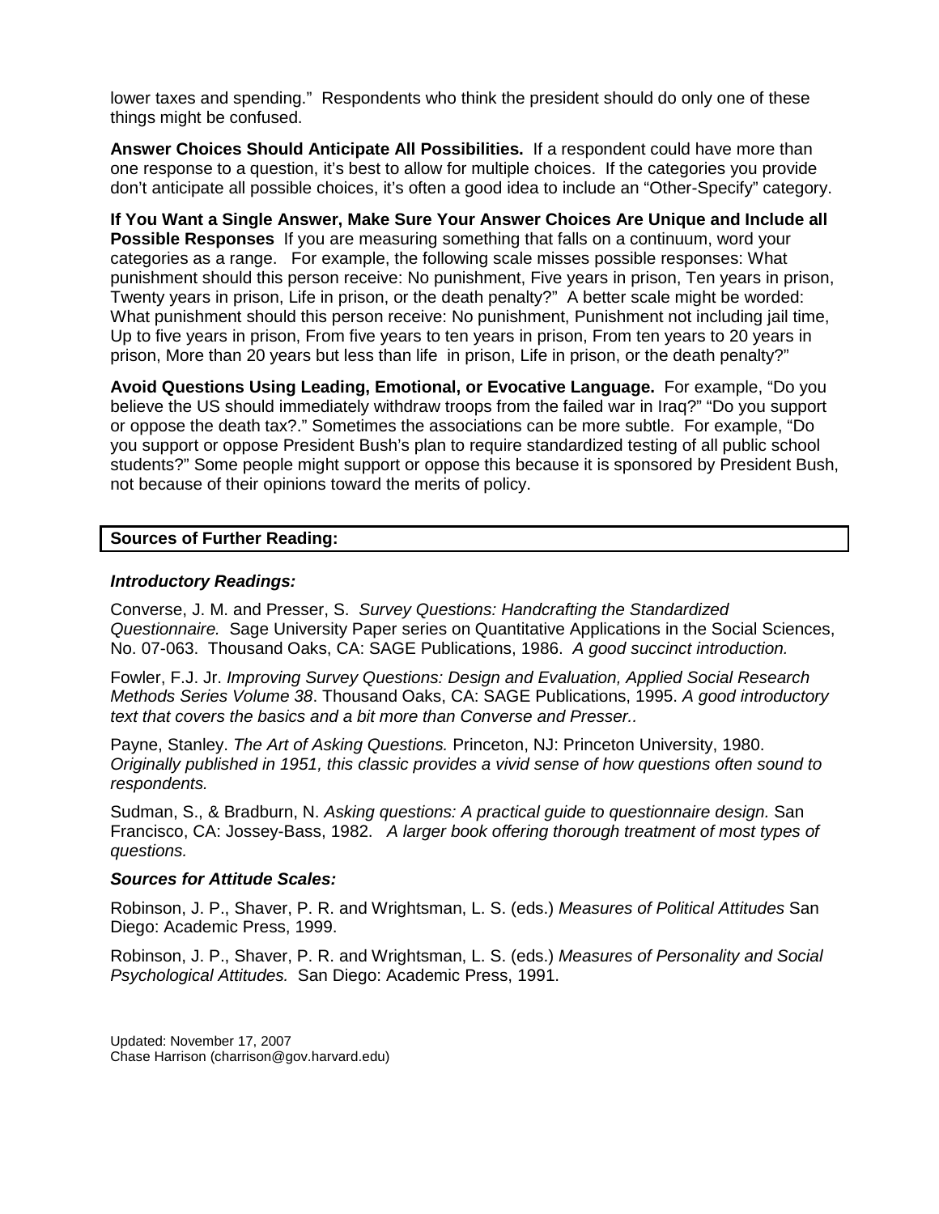lower taxes and spending." Respondents who think the president should do only one of these things might be confused.

**Answer Choices Should Anticipate All Possibilities.** If a respondent could have more than one response to a question, it's best to allow for multiple choices. If the categories you provide don't anticipate all possible choices, it's often a good idea to include an "Other-Specify" category.

**If You Want a Single Answer, Make Sure Your Answer Choices Are Unique and Include all Possible Responses** If you are measuring something that falls on a continuum, word your categories as a range. For example, the following scale misses possible responses: What punishment should this person receive: No punishment, Five years in prison, Ten years in prison, Twenty years in prison, Life in prison, or the death penalty?" A better scale might be worded: What punishment should this person receive: No punishment, Punishment not including jail time, Up to five years in prison, From five years to ten years in prison, From ten years to 20 years in prison, More than 20 years but less than life in prison, Life in prison, or the death penalty?"

**Avoid Questions Using Leading, Emotional, or Evocative Language.** For example, "Do you believe the US should immediately withdraw troops from the failed war in Iraq?" "Do you support or oppose the death tax?." Sometimes the associations can be more subtle. For example, "Do you support or oppose President Bush's plan to require standardized testing of all public school students?" Some people might support or oppose this because it is sponsored by President Bush, not because of their opinions toward the merits of policy.

## Sources of Further Reading:

### *Introductory Readings:*

Converse, J. M. and Presser, S. *Survey Questions: Handcrafting the Standardized Questionnaire.* Sage University Paper series on Quantitative Applications in the Social Sciences, No. 07-063. Thousand Oaks, CA: SAGE Publications, 1986. *A good succinct introduction.*

Fowler, F.J. Jr. *Improving Survey Questions: Design and Evaluation, Applied Social Research Methods Series Volume 38*. Thousand Oaks, CA: SAGE Publications, 1995. *A good introductory text that covers the basics and a bit more than Converse and Presser..*

Payne, Stanley. *The Art of Asking Questions.* Princeton, NJ: Princeton University, 1980. *Originally published in 1951, this classic provides a vivid sense of how questions often sound to respondents.*

Sudman, S., & Bradburn, N. *Asking questions: A practical guide to questionnaire design.* San Francisco, CA: Jossey-Bass, 1982. *A larger book offering thorough treatment of most types of questions.*

### *Sources for Attitude Scales:*

Robinson, J. P., Shaver, P. R. and Wrightsman, L. S. (eds.) *Measures of Political Attitudes* San Diego: Academic Press, 1999.

Robinson, J. P., Shaver, P. R. and Wrightsman, L. S. (eds.) *Measures of Personality and Social Psychological Attitudes.* San Diego: Academic Press, 1991.

Updated: November 17, 2007
Chase Harrison (charrison@gov.harvard.edu)